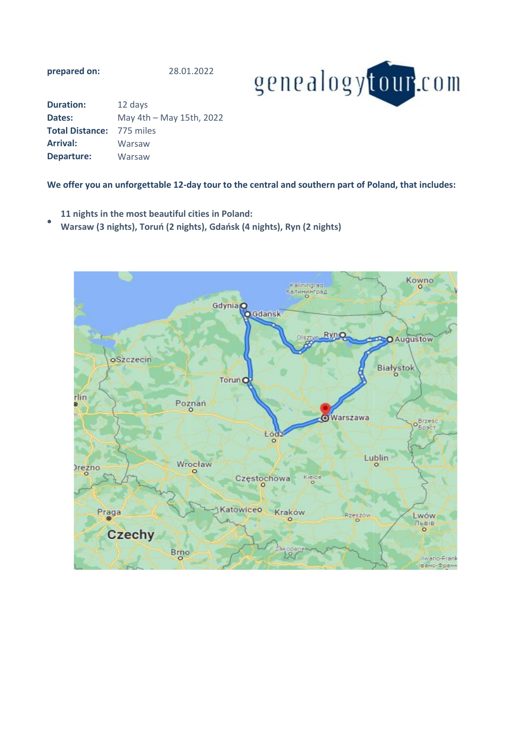**prepared on:** 28.01.2022

| | |
|---|---|
| **Duration:** | 12 days |
| **Dates:** | May 4th – May 15th, 2022 |
| **Total Distance:** | 775 miles |
| **Arrival:** | Warsaw |
| **Departure:** | Warsaw |

**We offer you an unforgettable 12-day tour to the central and southern part of Poland, that includes:**

- **11 nights in the most beautiful cities in Poland:**
  **Warsaw (3 nights), Toruń (2 nights), Gdańsk (4 nights), Ryn (2 nights)**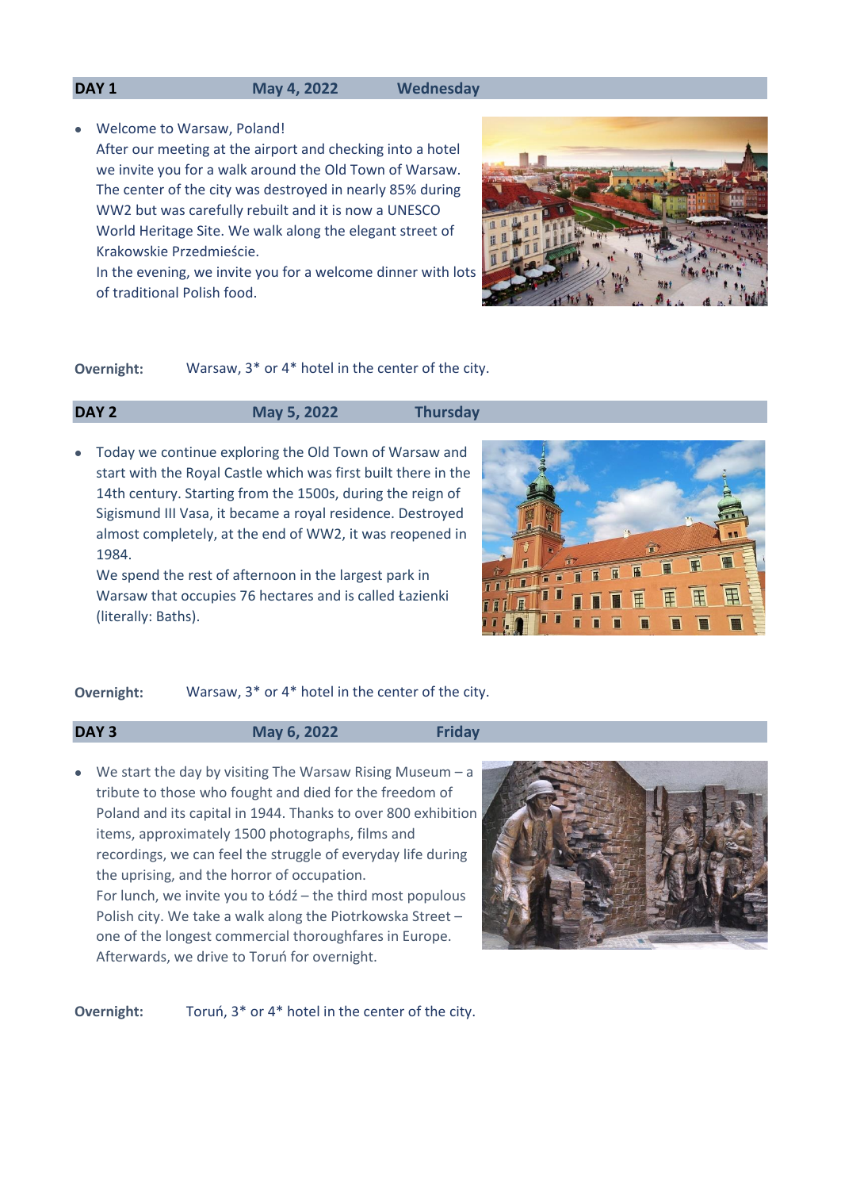## DAY 1 — May 4, 2022 — Wednesday

- Welcome to Warsaw, Poland!
  After our meeting at the airport and checking into a hotel we invite you for a walk around the Old Town of Warsaw. The center of the city was destroyed in nearly 85% during WW2 but was carefully rebuilt and it is now a UNESCO World Heritage Site. We walk along the elegant street of Krakowskie Przedmieście.
  In the evening, we invite you for a welcome dinner with lots of traditional Polish food.

**Overnight:** Warsaw, 3* or 4* hotel in the center of the city.

## DAY 2 — May 5, 2022 — Thursday

- Today we continue exploring the Old Town of Warsaw and start with the Royal Castle which was first built there in the 14th century. Starting from the 1500s, during the reign of Sigismund III Vasa, it became a royal residence. Destroyed almost completely, at the end of WW2, it was reopened in 1984.
  We spend the rest of afternoon in the largest park in Warsaw that occupies 76 hectares and is called Łazienki (literally: Baths).

**Overnight:** Warsaw, 3* or 4* hotel in the center of the city.

## DAY 3 — May 6, 2022 — Friday

- We start the day by visiting The Warsaw Rising Museum – a tribute to those who fought and died for the freedom of Poland and its capital in 1944. Thanks to over 800 exhibition items, approximately 1500 photographs, films and recordings, we can feel the struggle of everyday life during the uprising, and the horror of occupation.
  For lunch, we invite you to Łódź – the third most populous Polish city. We take a walk along the Piotrkowska Street – one of the longest commercial thoroughfares in Europe. Afterwards, we drive to Toruń for overnight.

**Overnight:** Toruń, 3* or 4* hotel in the center of the city.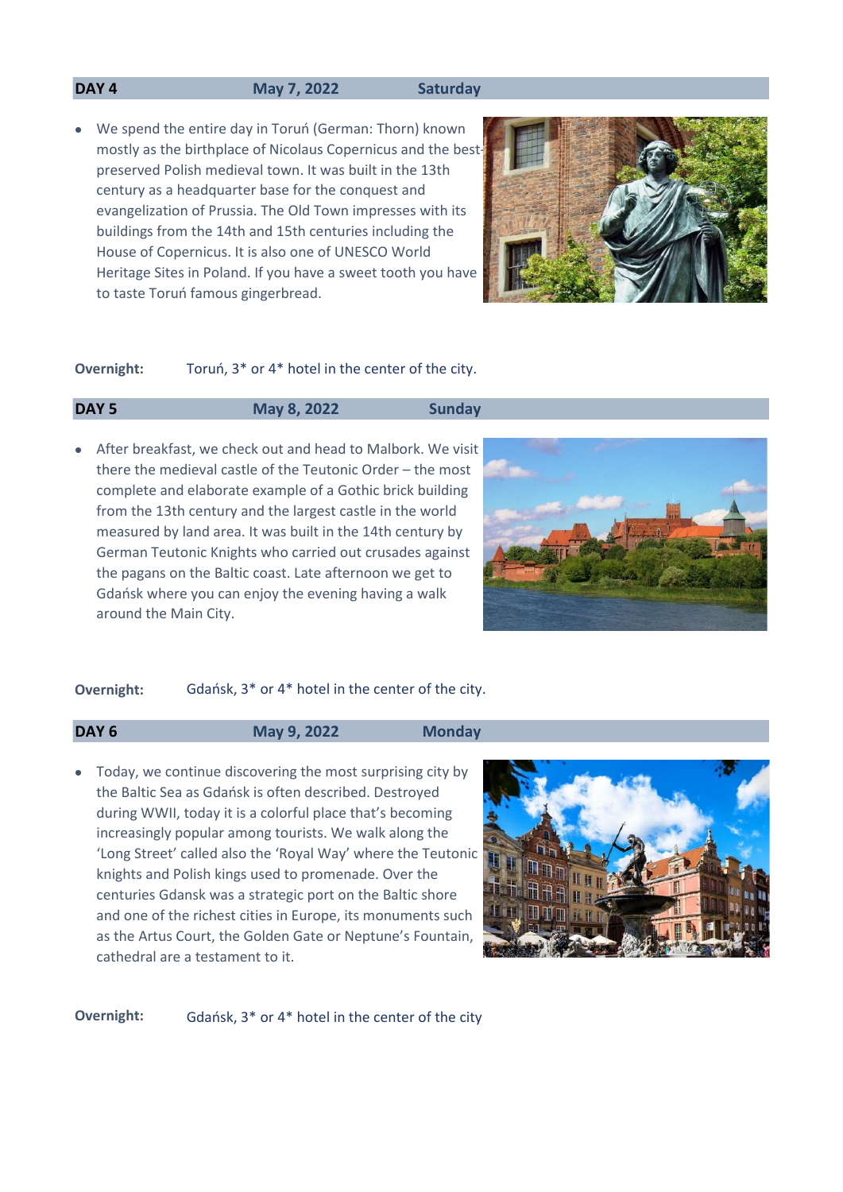**DAY 4** **May 7, 2022** **Saturday**

- We spend the entire day in Toruń (German: Thorn) known mostly as the birthplace of Nicolaus Copernicus and the best-preserved Polish medieval town. It was built in the 13th century as a headquarter base for the conquest and evangelization of Prussia. The Old Town impresses with its buildings from the 14th and 15th centuries including the House of Copernicus. It is also one of UNESCO World Heritage Sites in Poland. If you have a sweet tooth you have to taste Toruń famous gingerbread.

**Overnight:** Toruń, 3* or 4* hotel in the center of the city.

**DAY 5** **May 8, 2022** **Sunday**

- After breakfast, we check out and head to Malbork. We visit there the medieval castle of the Teutonic Order – the most complete and elaborate example of a Gothic brick building from the 13th century and the largest castle in the world measured by land area. It was built in the 14th century by German Teutonic Knights who carried out crusades against the pagans on the Baltic coast. Late afternoon we get to Gdańsk where you can enjoy the evening having a walk around the Main City.

**Overnight:** Gdańsk, 3* or 4* hotel in the center of the city.

**DAY 6** **May 9, 2022** **Monday**

- Today, we continue discovering the most surprising city by the Baltic Sea as Gdańsk is often described. Destroyed during WWII, today it is a colorful place that's becoming increasingly popular among tourists. We walk along the 'Long Street' called also the 'Royal Way' where the Teutonic knights and Polish kings used to promenade. Over the centuries Gdansk was a strategic port on the Baltic shore and one of the richest cities in Europe, its monuments such as the Artus Court, the Golden Gate or Neptune's Fountain, cathedral are a testament to it.

**Overnight:** Gdańsk, 3* or 4* hotel in the center of the city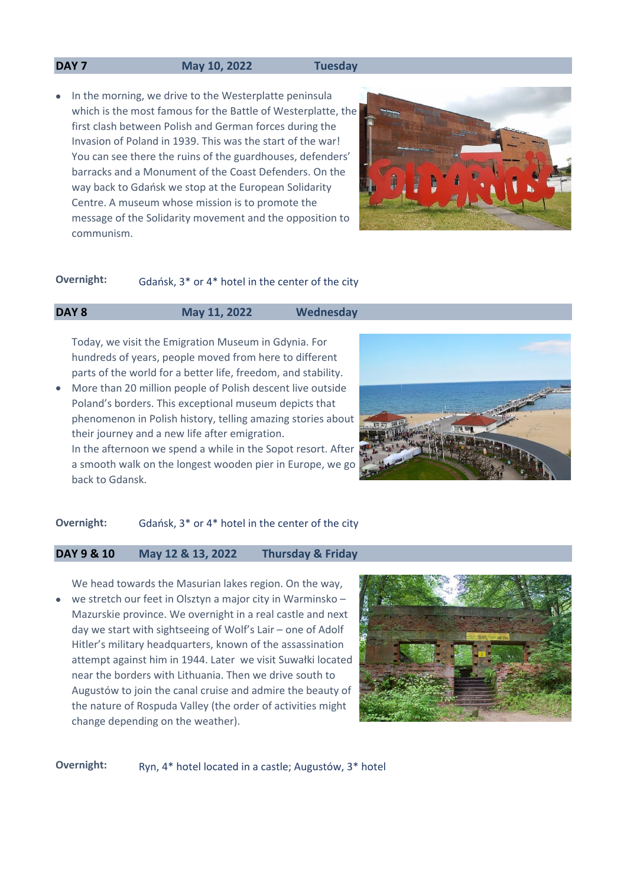**DAY 7** **May 10, 2022** **Tuesday**

- In the morning, we drive to the Westerplatte peninsula which is the most famous for the Battle of Westerplatte, the first clash between Polish and German forces during the Invasion of Poland in 1939. This was the start of the war! You can see there the ruins of the guardhouses, defenders' barracks and a Monument of the Coast Defenders. On the way back to Gdańsk we stop at the European Solidarity Centre. A museum whose mission is to promote the message of the Solidarity movement and the opposition to communism.

**Overnight:** Gdańsk, 3* or 4* hotel in the center of the city

**DAY 8** **May 11, 2022** **Wednesday**

- Today, we visit the Emigration Museum in Gdynia. For hundreds of years, people moved from here to different parts of the world for a better life, freedom, and stability. More than 20 million people of Polish descent live outside Poland's borders. This exceptional museum depicts that phenomenon in Polish history, telling amazing stories about their journey and a new life after emigration.
  In the afternoon we spend a while in the Sopot resort. After a smooth walk on the longest wooden pier in Europe, we go back to Gdansk.

**Overnight:** Gdańsk, 3* or 4* hotel in the center of the city

**DAY 9 & 10** **May 12 & 13, 2022** **Thursday & Friday**

- We head towards the Masurian lakes region. On the way, we stretch our feet in Olsztyn a major city in Warminsko – Mazurskie province. We overnight in a real castle and next day we start with sightseeing of Wolf's Lair – one of Adolf Hitler's military headquarters, known of the assassination attempt against him in 1944. Later we visit Suwałki located near the borders with Lithuania. Then we drive south to Augustów to join the canal cruise and admire the beauty of the nature of Rospuda Valley (the order of activities might change depending on the weather).

**Overnight:** Ryn, 4* hotel located in a castle; Augustów, 3* hotel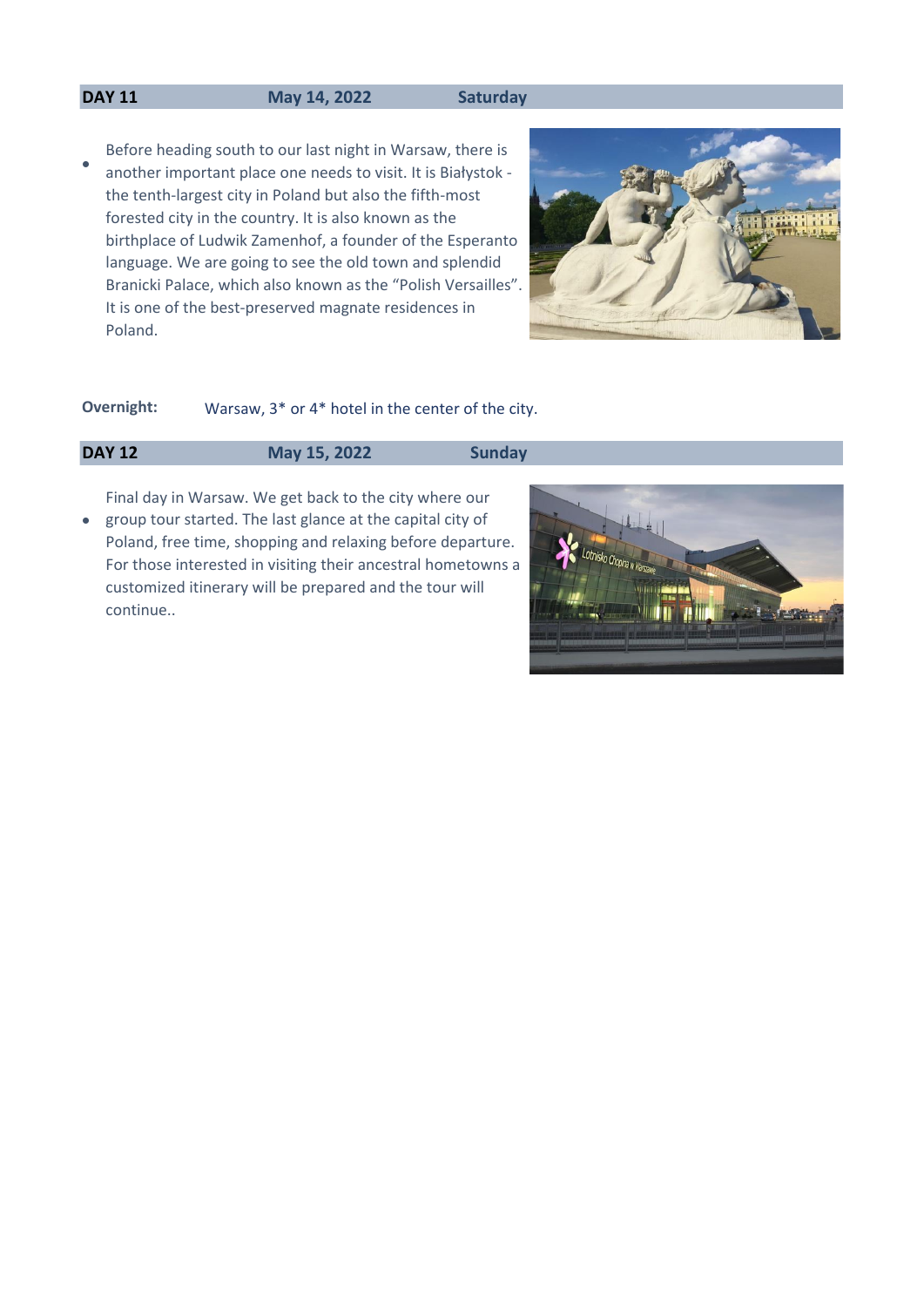## DAY 11 May 14, 2022 Saturday

- Before heading south to our last night in Warsaw, there is another important place one needs to visit. It is Białystok - the tenth-largest city in Poland but also the fifth-most forested city in the country. It is also known as the birthplace of Ludwik Zamenhof, a founder of the Esperanto language. We are going to see the old town and splendid Branicki Palace, which also known as the "Polish Versailles". It is one of the best-preserved magnate residences in Poland.

**Overnight:** Warsaw, 3* or 4* hotel in the center of the city.

## DAY 12 May 15, 2022 Sunday

- Final day in Warsaw. We get back to the city where our group tour started. The last glance at the capital city of Poland, free time, shopping and relaxing before departure. For those interested in visiting their ancestral hometowns a customized itinerary will be prepared and the tour will continue..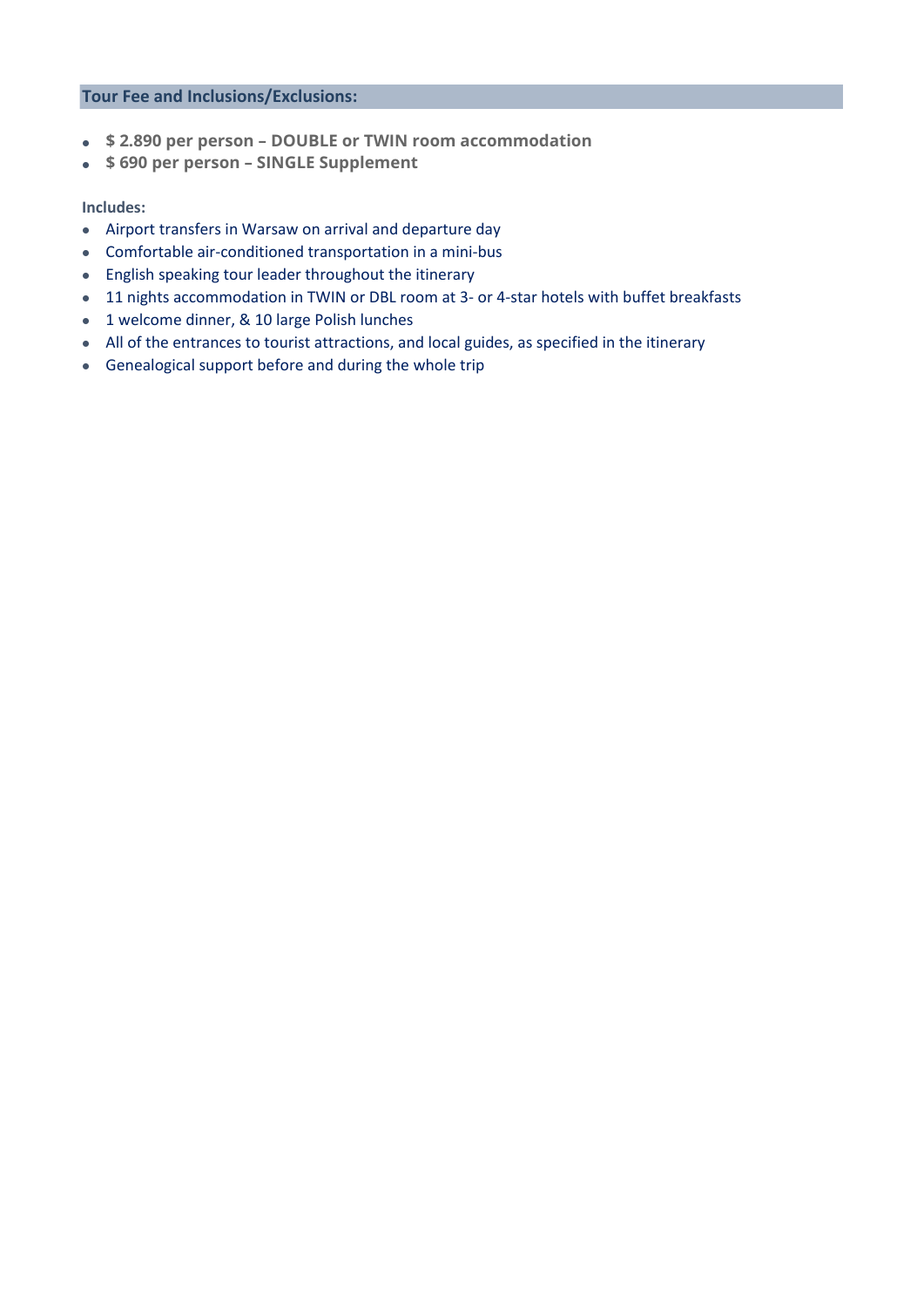## Tour Fee and Inclusions/Exclusions:

- **$ 2.890 per person – DOUBLE or TWIN room accommodation**
- **$ 690 per person – SINGLE Supplement**

**Includes:**

- Airport transfers in Warsaw on arrival and departure day
- Comfortable air-conditioned transportation in a mini-bus
- English speaking tour leader throughout the itinerary
- 11 nights accommodation in TWIN or DBL room at 3- or 4-star hotels with buffet breakfasts
- 1 welcome dinner, & 10 large Polish lunches
- All of the entrances to tourist attractions, and local guides, as specified in the itinerary
- Genealogical support before and during the whole trip